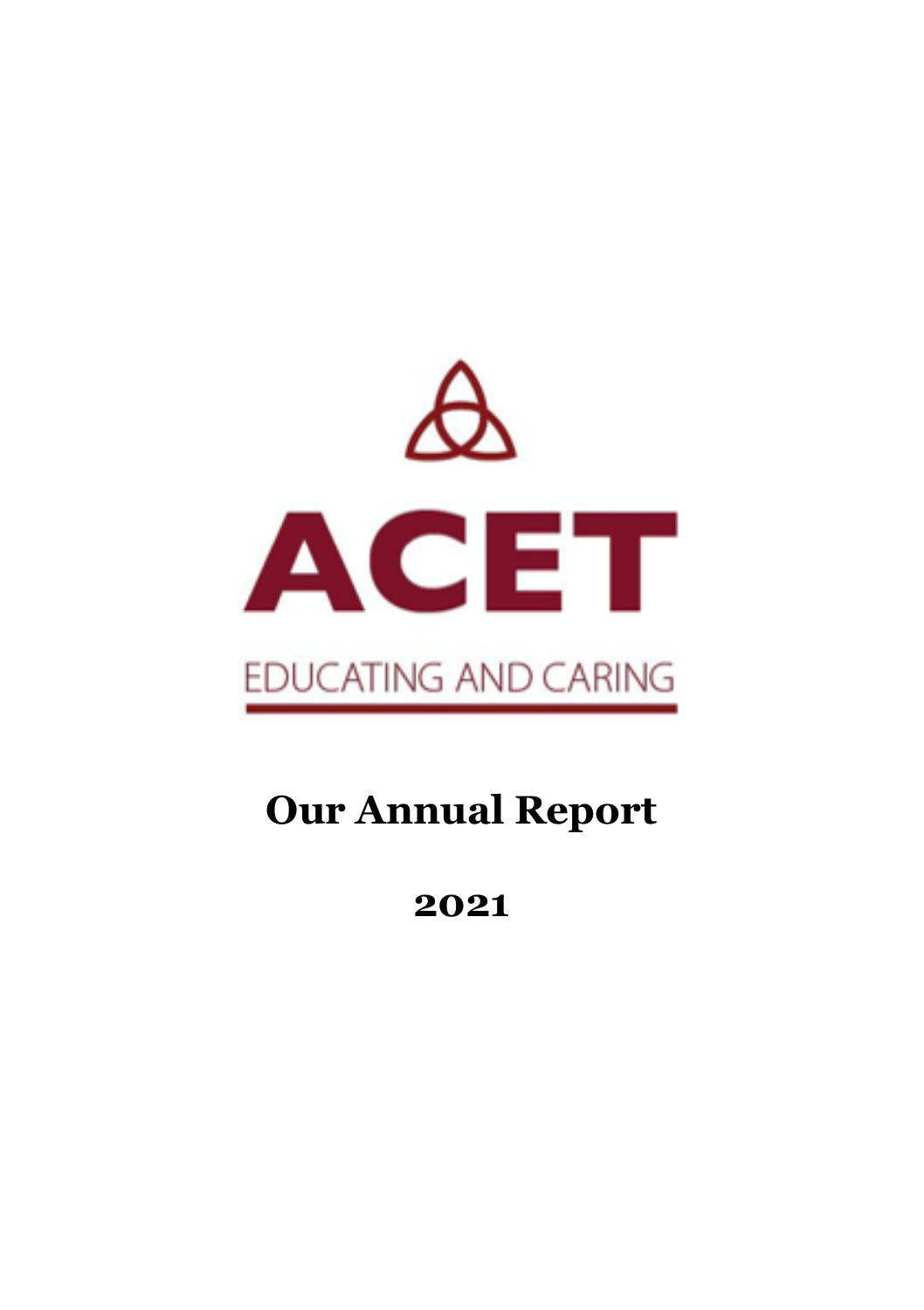ACET

EDUCATING AND CARING

# Our Annual Report

## 2021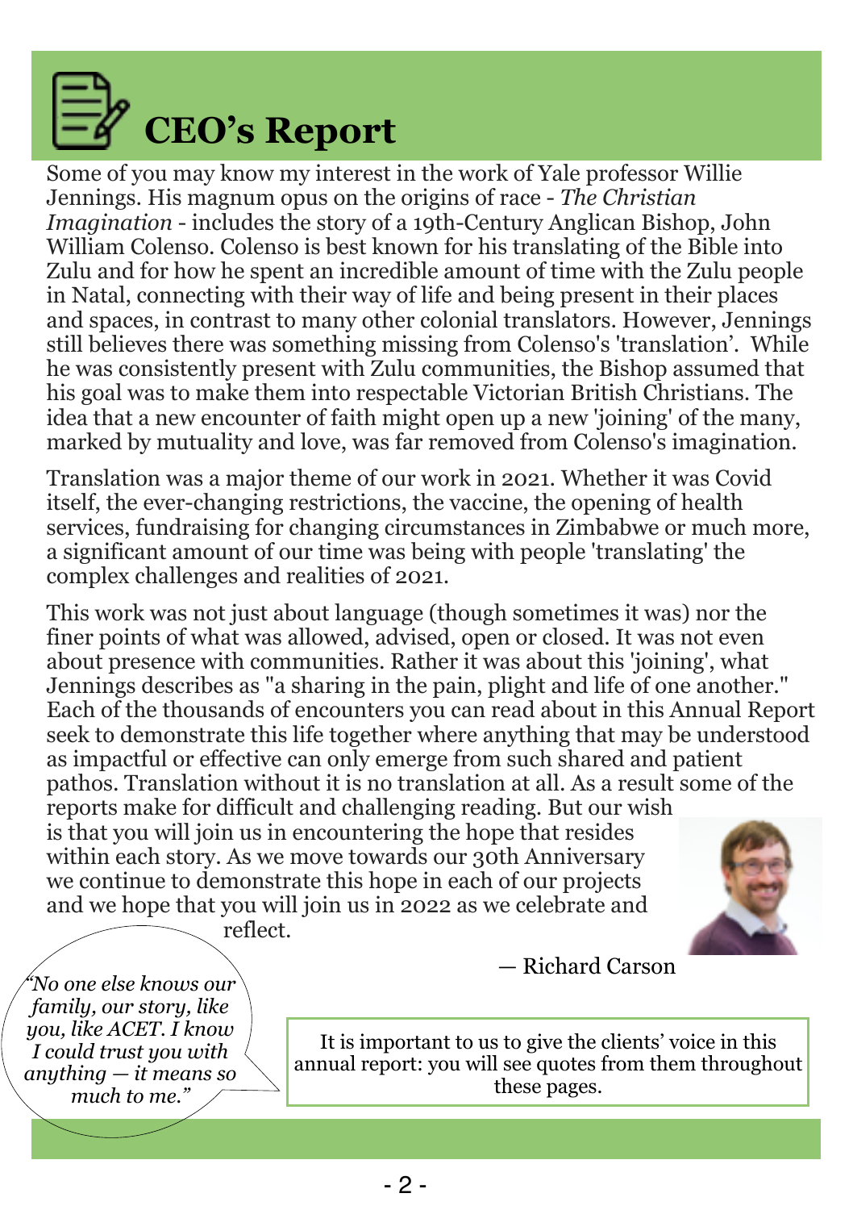# CEO's Report

Some of you may know my interest in the work of Yale professor Willie Jennings. His magnum opus on the origins of race - *The Christian Imagination* - includes the story of a 19th-Century Anglican Bishop, John William Colenso. Colenso is best known for his translating of the Bible into Zulu and for how he spent an incredible amount of time with the Zulu people in Natal, connecting with their way of life and being present in their places and spaces, in contrast to many other colonial translators. However, Jennings still believes there was something missing from Colenso's 'translation'. While he was consistently present with Zulu communities, the Bishop assumed that his goal was to make them into respectable Victorian British Christians. The idea that a new encounter of faith might open up a new 'joining' of the many, marked by mutuality and love, was far removed from Colenso's imagination.

Translation was a major theme of our work in 2021. Whether it was Covid itself, the ever-changing restrictions, the vaccine, the opening of health services, fundraising for changing circumstances in Zimbabwe or much more, a significant amount of our time was being with people 'translating' the complex challenges and realities of 2021.

This work was not just about language (though sometimes it was) nor the finer points of what was allowed, advised, open or closed. It was not even about presence with communities. Rather it was about this 'joining', what Jennings describes as "a sharing in the pain, plight and life of one another." Each of the thousands of encounters you can read about in this Annual Report seek to demonstrate this life together where anything that may be understood as impactful or effective can only emerge from such shared and patient pathos. Translation without it is no translation at all. As a result some of the reports make for difficult and challenging reading. But our wish is that you will join us in encountering the hope that resides within each story. As we move towards our 30th Anniversary we continue to demonstrate this hope in each of our projects and we hope that you will join us in 2022 as we celebrate and reflect.

— Richard Carson

*"No one else knows our family, our story, like you, like ACET. I know I could trust you with anything — it means so much to me."*

It is important to us to give the clients' voice in this annual report: you will see quotes from them throughout these pages.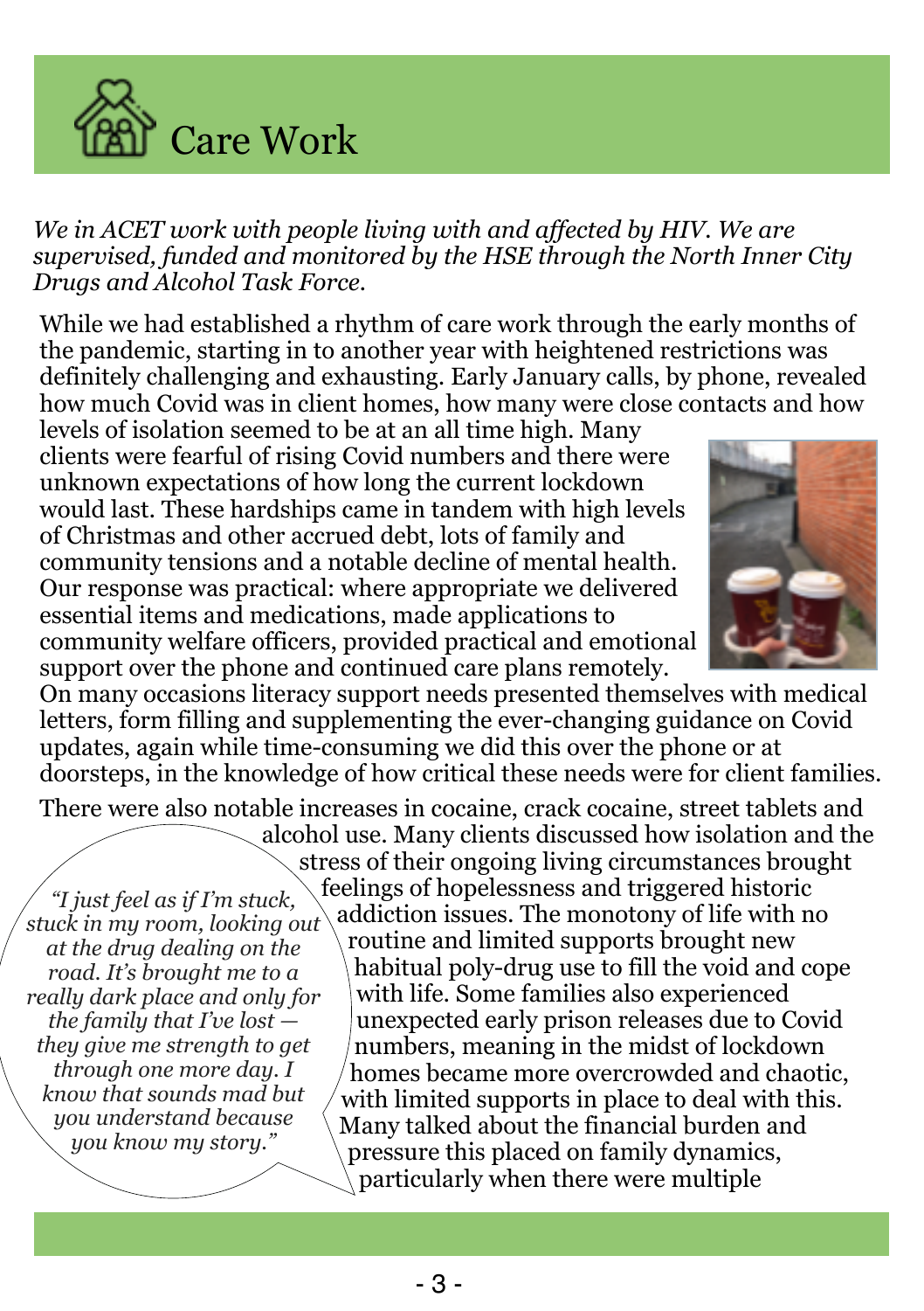# Care Work

*We in ACET work with people living with and affected by HIV. We are supervised, funded and monitored by the HSE through the North Inner City Drugs and Alcohol Task Force.*

While we had established a rhythm of care work through the early months of the pandemic, starting in to another year with heightened restrictions was definitely challenging and exhausting. Early January calls, by phone, revealed how much Covid was in client homes, how many were close contacts and how levels of isolation seemed to be at an all time high. Many clients were fearful of rising Covid numbers and there were unknown expectations of how long the current lockdown would last. These hardships came in tandem with high levels of Christmas and other accrued debt, lots of family and community tensions and a notable decline of mental health. Our response was practical: where appropriate we delivered essential items and medications, made applications to community welfare officers, provided practical and emotional support over the phone and continued care plans remotely. On many occasions literacy support needs presented themselves with medical letters, form filling and supplementing the ever-changing guidance on Covid updates, again while time-consuming we did this over the phone or at doorsteps, in the knowledge of how critical these needs were for client families.

There were also notable increases in cocaine, crack cocaine, street tablets and alcohol use. Many clients discussed how isolation and the stress of their ongoing living circumstances brought feelings of hopelessness and triggered historic addiction issues. The monotony of life with no routine and limited supports brought new habitual poly-drug use to fill the void and cope with life. Some families also experienced unexpected early prison releases due to Covid numbers, meaning in the midst of lockdown homes became more overcrowded and chaotic, with limited supports in place to deal with this. Many talked about the financial burden and pressure this placed on family dynamics, particularly when there were multiple

> *"I just feel as if I'm stuck, stuck in my room, looking out at the drug dealing on the road. It's brought me to a really dark place and only for the family that I've lost — they give me strength to get through one more day. I know that sounds mad but you understand because you know my story."*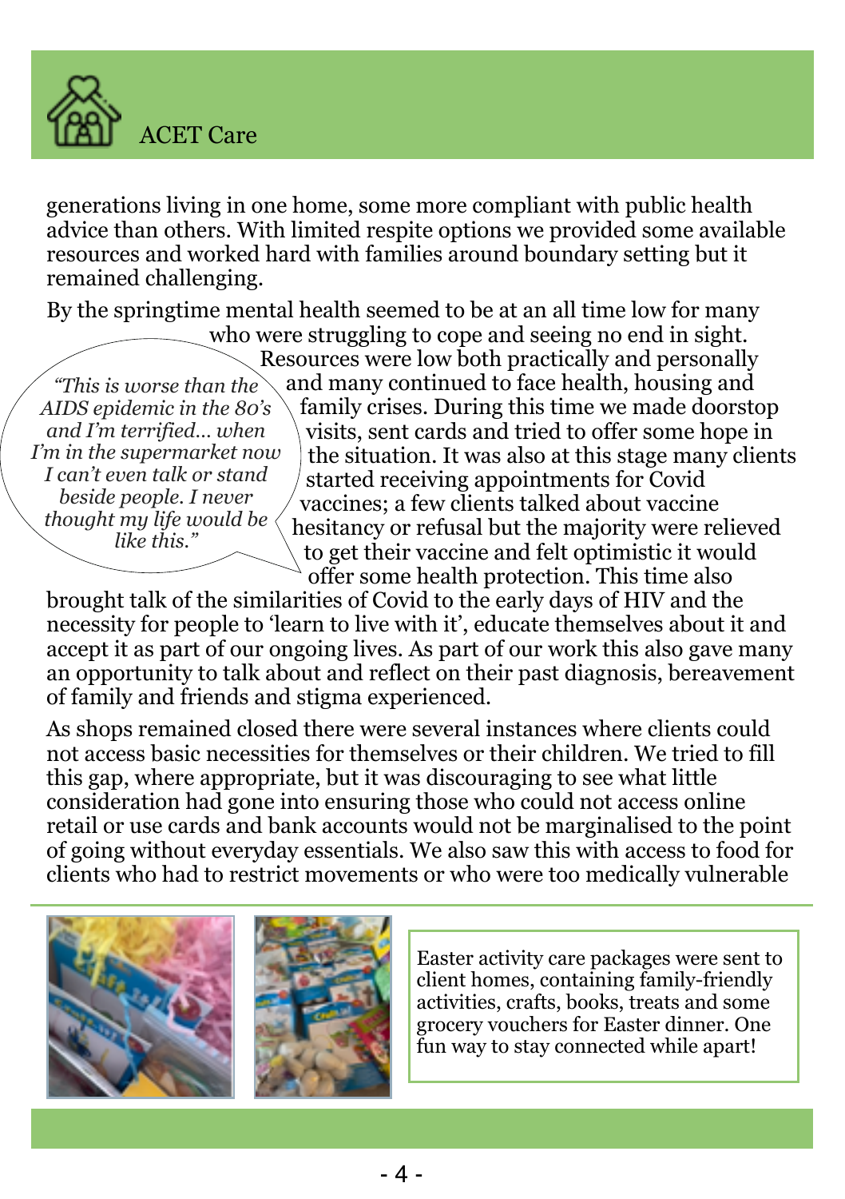generations living in one home, some more compliant with public health advice than others. With limited respite options we provided some available resources and worked hard with families around boundary setting but it remained challenging.

By the springtime mental health seemed to be at an all time low for many who were struggling to cope and seeing no end in sight. Resources were low both practically and personally and many continued to face health, housing and family crises. During this time we made doorstep visits, sent cards and tried to offer some hope in the situation. It was also at this stage many clients started receiving appointments for Covid vaccines; a few clients talked about vaccine hesitancy or refusal but the majority were relieved to get their vaccine and felt optimistic it would offer some health protection. This time also brought talk of the similarities of Covid to the early days of HIV and the necessity for people to 'learn to live with it', educate themselves about it and accept it as part of our ongoing lives. As part of our work this also gave many an opportunity to talk about and reflect on their past diagnosis, bereavement of family and friends and stigma experienced.

> *"This is worse than the AIDS epidemic in the 80's and I'm terrified… when I'm in the supermarket now I can't even talk or stand beside people. I never thought my life would be like this."*

As shops remained closed there were several instances where clients could not access basic necessities for themselves or their children. We tried to fill this gap, where appropriate, but it was discouraging to see what little consideration had gone into ensuring those who could not access online retail or use cards and bank accounts would not be marginalised to the point of going without everyday essentials. We also saw this with access to food for clients who had to restrict movements or who were too medically vulnerable

Easter activity care packages were sent to client homes, containing family-friendly activities, crafts, books, treats and some grocery vouchers for Easter dinner. One fun way to stay connected while apart!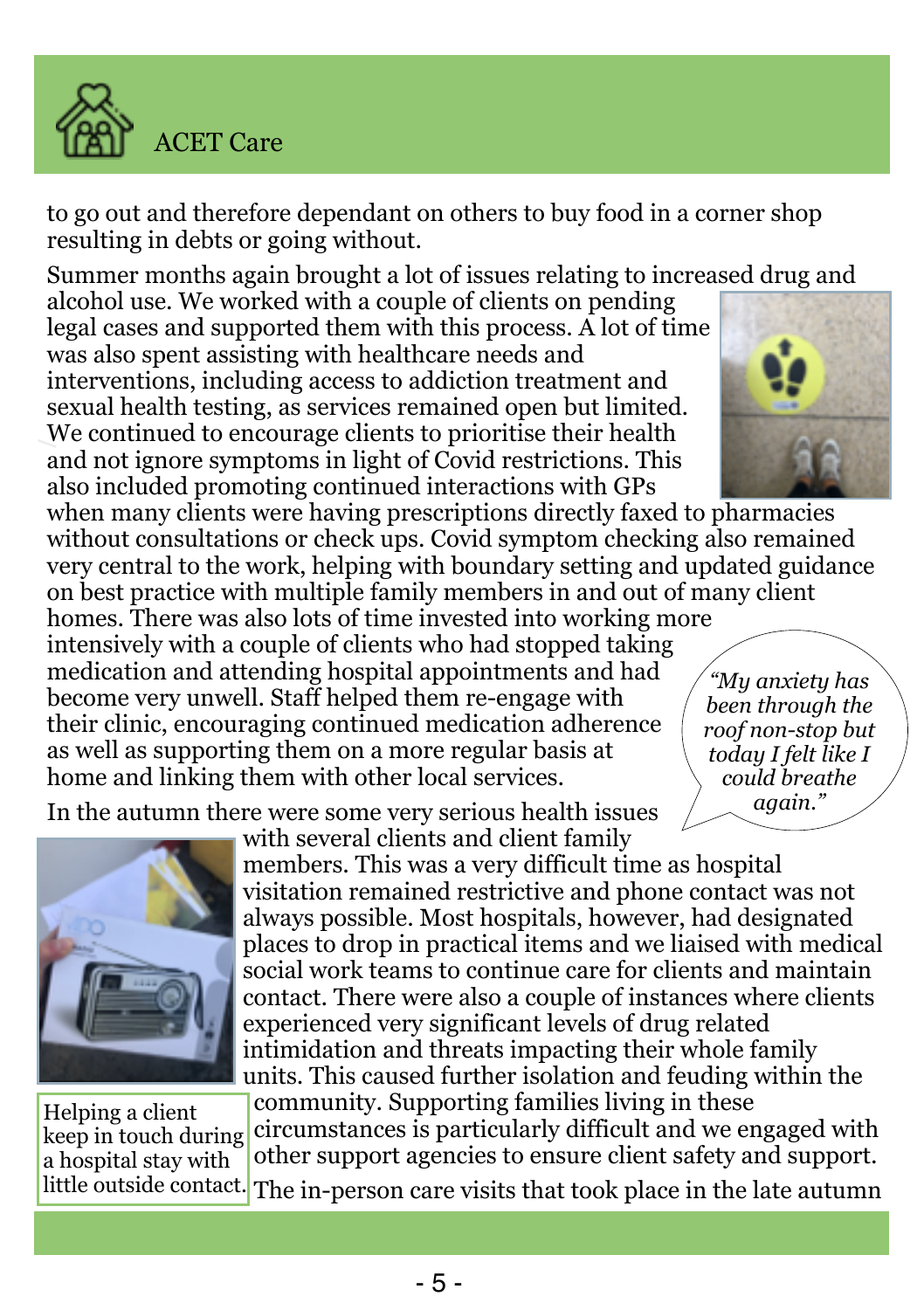to go out and therefore dependant on others to buy food in a corner shop resulting in debts or going without.

Summer months again brought a lot of issues relating to increased drug and alcohol use. We worked with a couple of clients on pending legal cases and supported them with this process. A lot of time was also spent assisting with healthcare needs and interventions, including access to addiction treatment and sexual health testing, as services remained open but limited. We continued to encourage clients to prioritise their health and not ignore symptoms in light of Covid restrictions. This also included promoting continued interactions with GPs when many clients were having prescriptions directly faxed to pharmacies without consultations or check ups. Covid symptom checking also remained very central to the work, helping with boundary setting and updated guidance on best practice with multiple family members in and out of many client homes. There was also lots of time invested into working more intensively with a couple of clients who had stopped taking medication and attending hospital appointments and had become very unwell. Staff helped them re-engage with their clinic, encouraging continued medication adherence as well as supporting them on a more regular basis at home and linking them with other local services.

> *"My anxiety has been through the roof non-stop but today I felt like I could breathe again."*

In the autumn there were some very serious health issues with several clients and client family members. This was a very difficult time as hospital visitation remained restrictive and phone contact was not always possible. Most hospitals, however, had designated places to drop in practical items and we liaised with medical social work teams to continue care for clients and maintain contact. There were also a couple of instances where clients experienced very significant levels of drug related intimidation and threats impacting their whole family units. This caused further isolation and feuding within the community. Supporting families living in these circumstances is particularly difficult and we engaged with other support agencies to ensure client safety and support. The in-person care visits that took place in the late autumn

Helping a client keep in touch during a hospital stay with little outside contact.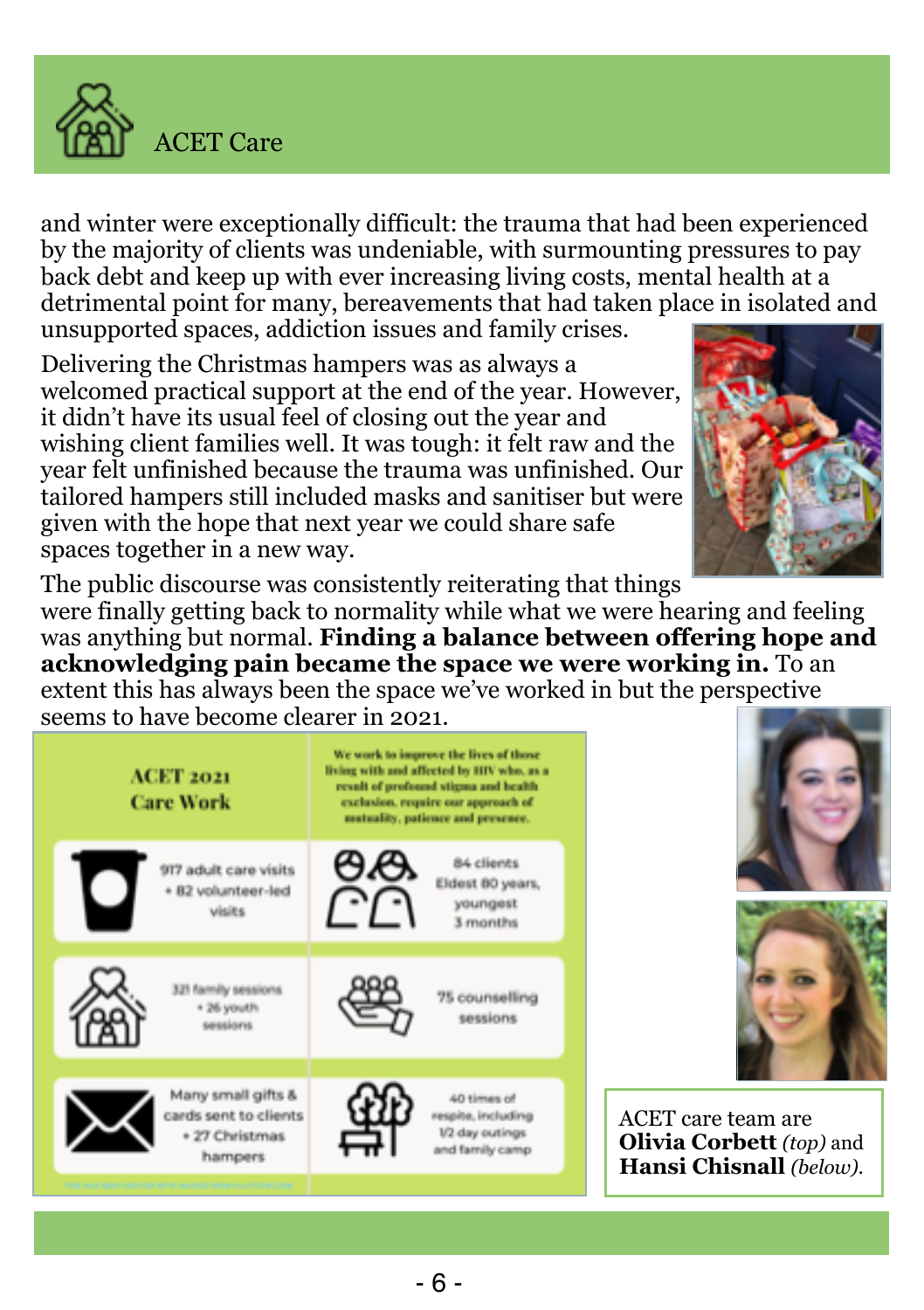## ACET Care

and winter were exceptionally difficult: the trauma that had been experienced by the majority of clients was undeniable, with surmounting pressures to pay back debt and keep up with ever increasing living costs, mental health at a detrimental point for many, bereavements that had taken place in isolated and unsupported spaces, addiction issues and family crises.

Delivering the Christmas hampers was as always a welcomed practical support at the end of the year. However, it didn't have its usual feel of closing out the year and wishing client families well. It was tough: it felt raw and the year felt unfinished because the trauma was unfinished. Our tailored hampers still included masks and sanitiser but were given with the hope that next year we could share safe spaces together in a new way.

The public discourse was consistently reiterating that things were finally getting back to normality while what we were hearing and feeling was anything but normal. **Finding a balance between offering hope and acknowledging pain became the space we were working in.** To an extent this has always been the space we've worked in but the perspective seems to have become clearer in 2021.

| ACET 2021 Care Work | We work to improve the lives of those living with and affected by HIV who, as a result of profound stigma and health exclusion, require our approach of mutuality, patience and presence. |
|---|---|
| 917 adult care visits + 82 volunteer-led visits | 84 clients Eldest 80 years, youngest 3 months |
| 321 family sessions + 26 youth sessions | 75 counselling sessions |
| Many small gifts & cards sent to clients + 27 Christmas hampers | 40 times of respite, including 1/2 day outings and family camp |

ACET care team are **Olivia Corbett** *(top)* and **Hansi Chisnall** *(below)*.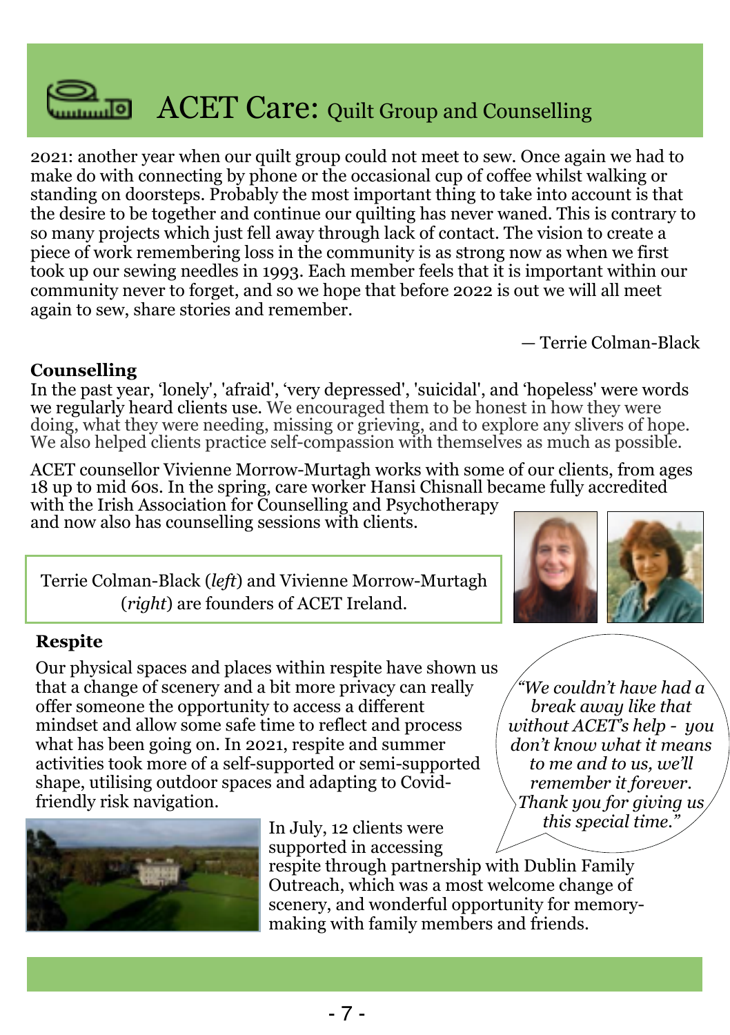# ACET Care: Quilt Group and Counselling

2021: another year when our quilt group could not meet to sew. Once again we had to make do with connecting by phone or the occasional cup of coffee whilst walking or standing on doorsteps. Probably the most important thing to take into account is that the desire to be together and continue our quilting has never waned. This is contrary to so many projects which just fell away through lack of contact. The vision to create a piece of work remembering loss in the community is as strong now as when we first took up our sewing needles in 1993. Each member feels that it is important within our community never to forget, and so we hope that before 2022 is out we will all meet again to sew, share stories and remember.

— Terrie Colman-Black

**Counselling**

In the past year, 'lonely', 'afraid', 'very depressed', 'suicidal', and 'hopeless' were words we regularly heard clients use. We encouraged them to be honest in how they were doing, what they were needing, missing or grieving, and to explore any slivers of hope. We also helped clients practice self-compassion with themselves as much as possible.

ACET counsellor Vivienne Morrow-Murtagh works with some of our clients, from ages 18 up to mid 60s. In the spring, care worker Hansi Chisnall became fully accredited with the Irish Association for Counselling and Psychotherapy and now also has counselling sessions with clients.

Terrie Colman-Black (*left*) and Vivienne Morrow-Murtagh (*right*) are founders of ACET Ireland.

**Respite**

Our physical spaces and places within respite have shown us that a change of scenery and a bit more privacy can really offer someone the opportunity to access a different mindset and allow some safe time to reflect and process what has been going on. In 2021, respite and summer activities took more of a self-supported or semi-supported shape, utilising outdoor spaces and adapting to Covid-friendly risk navigation.

*"We couldn't have had a break away like that without ACET's help - you don't know what it means to me and to us, we'll remember it forever. Thank you for giving us this special time."*

In July, 12 clients were supported in accessing respite through partnership with Dublin Family Outreach, which was a most welcome change of scenery, and wonderful opportunity for memory-making with family members and friends.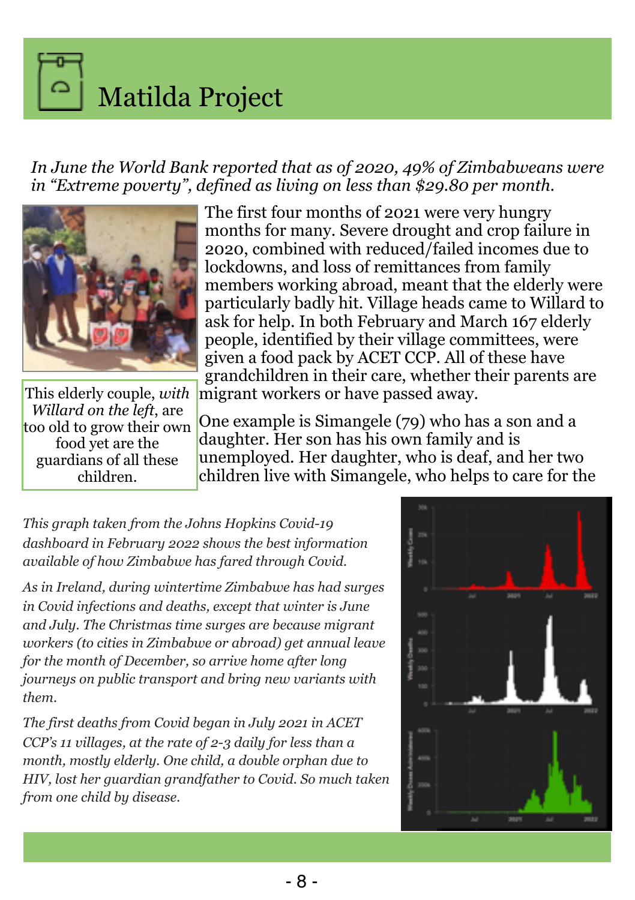# Matilda Project

*In June the World Bank reported that as of 2020, 49% of Zimbabweans were in "Extreme poverty", defined as living on less than $29.80 per month.*

The first four months of 2021 were very hungry months for many. Severe drought and crop failure in 2020, combined with reduced/failed incomes due to lockdowns, and loss of remittances from family members working abroad, meant that the elderly were particularly badly hit. Village heads came to Willard to ask for help. In both February and March 167 elderly people, identified by their village committees, were given a food pack by ACET CCP. All of these have grandchildren in their care, whether their parents are migrant workers or have passed away.

This elderly couple, *with Willard on the left*, are too old to grow their own food yet are the guardians of all these children.

One example is Simangele (79) who has a son and a daughter. Her son has his own family and is unemployed. Her daughter, who is deaf, and her two children live with Simangele, who helps to care for the

*This graph taken from the Johns Hopkins Covid-19 dashboard in February 2022 shows the best information available of how Zimbabwe has fared through Covid.*

*As in Ireland, during wintertime Zimbabwe has had surges in Covid infections and deaths, except that winter is June and July. The Christmas time surges are because migrant workers (to cities in Zimbabwe or abroad) get annual leave for the month of December, so arrive home after long journeys on public transport and bring new variants with them.*

*The first deaths from Covid began in July 2021 in ACET CCP's 11 villages, at the rate of 2-3 daily for less than a month, mostly elderly. One child, a double orphan due to HIV, lost her guardian grandfather to Covid. So much taken from one child by disease.*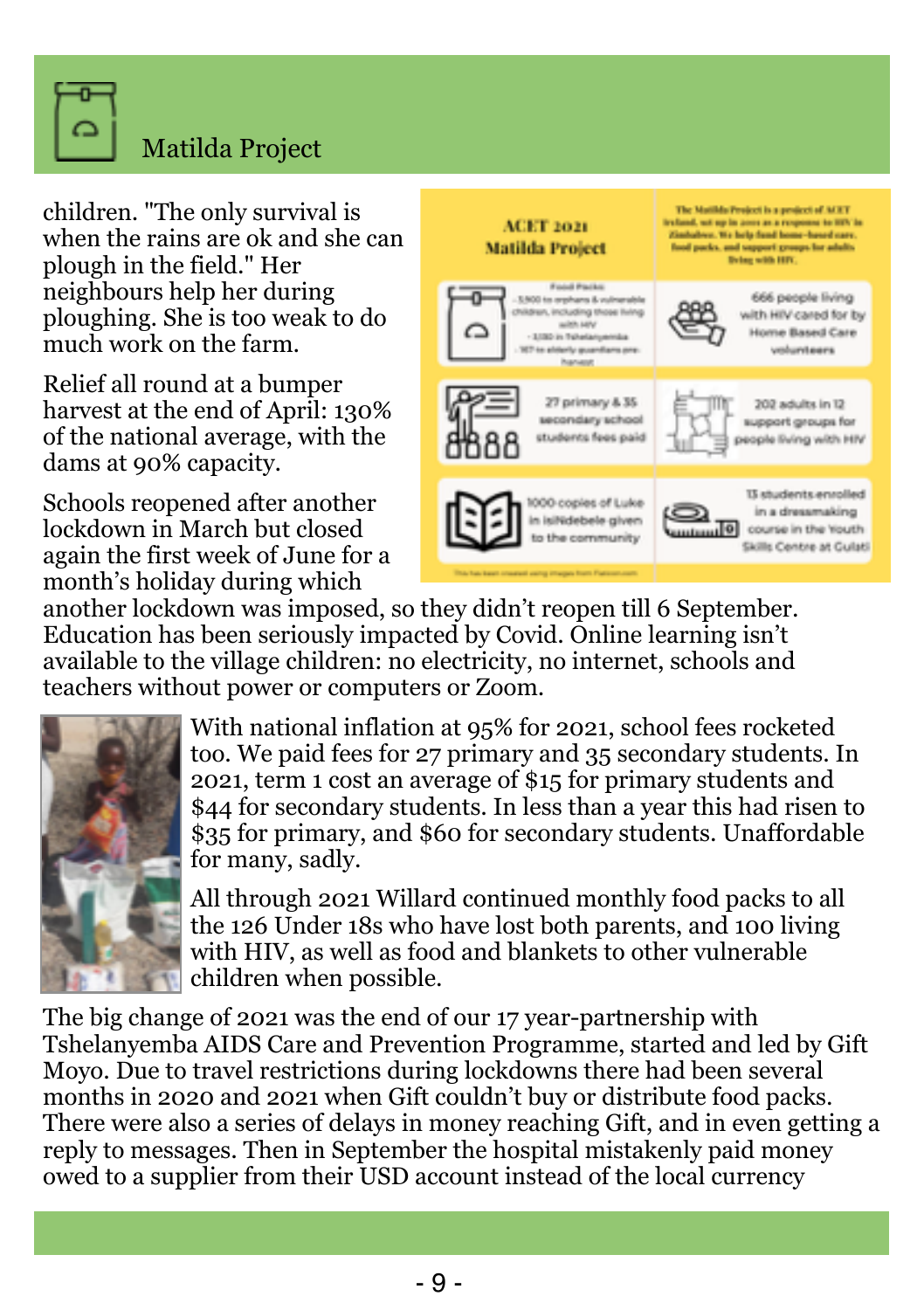# Matilda Project

children. "The only survival is when the rains are ok and she can plough in the field." Her neighbours help her during ploughing. She is too weak to do much work on the farm.

Relief all round at a bumper harvest at the end of April: 130% of the national average, with the dams at 90% capacity.

Schools reopened after another lockdown in March but closed again the first week of June for a month's holiday during which another lockdown was imposed, so they didn't reopen till 6 September. Education has been seriously impacted by Covid. Online learning isn't available to the village children: no electricity, no internet, schools and teachers without power or computers or Zoom.

| ACET 2021 Matilda Project | The Matilda Project is a project of ACET Ireland, set up in 2001 as a response to HIV in Zimbabwe. We help fund home-based care, food packs, and support groups for adults living with HIV. |
| --- | --- |
| Food Packs: - 5,900 to orphans & vulnerable children, including those living with HIV - 3,080 in Tshelanyemba - 167 to elderly guardians pre-harvest | 666 people living with HIV cared for by Home Based Care volunteers |
| 27 primary & 35 secondary school students fees paid | 202 adults in 12 support groups for people living with HIV |
| 1000 copies of Luke in isiNdebele given to the community | 13 students enrolled in a dressmaking course in the Youth Skills Centre at Gulati |

This has been created using images from Flaticon.com

With national inflation at 95% for 2021, school fees rocketed too. We paid fees for 27 primary and 35 secondary students. In 2021, term 1 cost an average of $15 for primary students and $44 for secondary students. In less than a year this had risen to $35 for primary, and $60 for secondary students. Unaffordable for many, sadly.

All through 2021 Willard continued monthly food packs to all the 126 Under 18s who have lost both parents, and 100 living with HIV, as well as food and blankets to other vulnerable children when possible.

The big change of 2021 was the end of our 17 year-partnership with Tshelanyemba AIDS Care and Prevention Programme, started and led by Gift Moyo. Due to travel restrictions during lockdowns there had been several months in 2020 and 2021 when Gift couldn't buy or distribute food packs. There were also a series of delays in money reaching Gift, and in even getting a reply to messages. Then in September the hospital mistakenly paid money owed to a supplier from their USD account instead of the local currency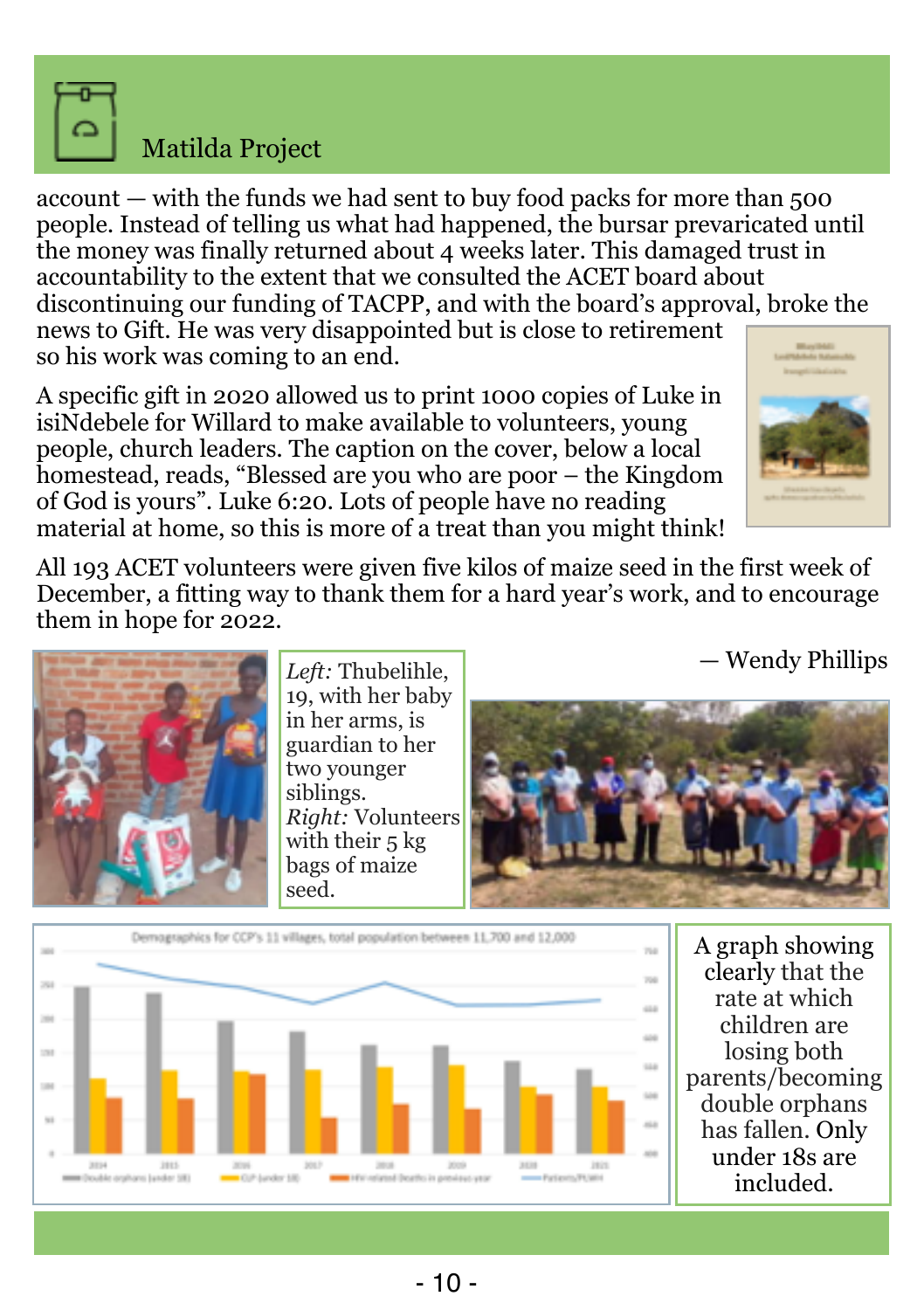## Matilda Project

account — with the funds we had sent to buy food packs for more than 500 people. Instead of telling us what had happened, the bursar prevaricated until the money was finally returned about 4 weeks later. This damaged trust in accountability to the extent that we consulted the ACET board about discontinuing our funding of TACPP, and with the board's approval, broke the news to Gift. He was very disappointed but is close to retirement so his work was coming to an end.

A specific gift in 2020 allowed us to print 1000 copies of Luke in isiNdebele for Willard to make available to volunteers, young people, church leaders. The caption on the cover, below a local homestead, reads, "Blessed are you who are poor – the Kingdom of God is yours". Luke 6:20. Lots of people have no reading material at home, so this is more of a treat than you might think!

All 193 ACET volunteers were given five kilos of maize seed in the first week of December, a fitting way to thank them for a hard year's work, and to encourage them in hope for 2022.

— Wendy Phillips

*Left:* Thubelihle, 19, with her baby in her arms, is guardian to her two younger siblings. *Right:* Volunteers with their 5 kg bags of maize seed.

A graph showing clearly that the rate at which children are losing both parents/becoming double orphans has fallen. Only under 18s are included.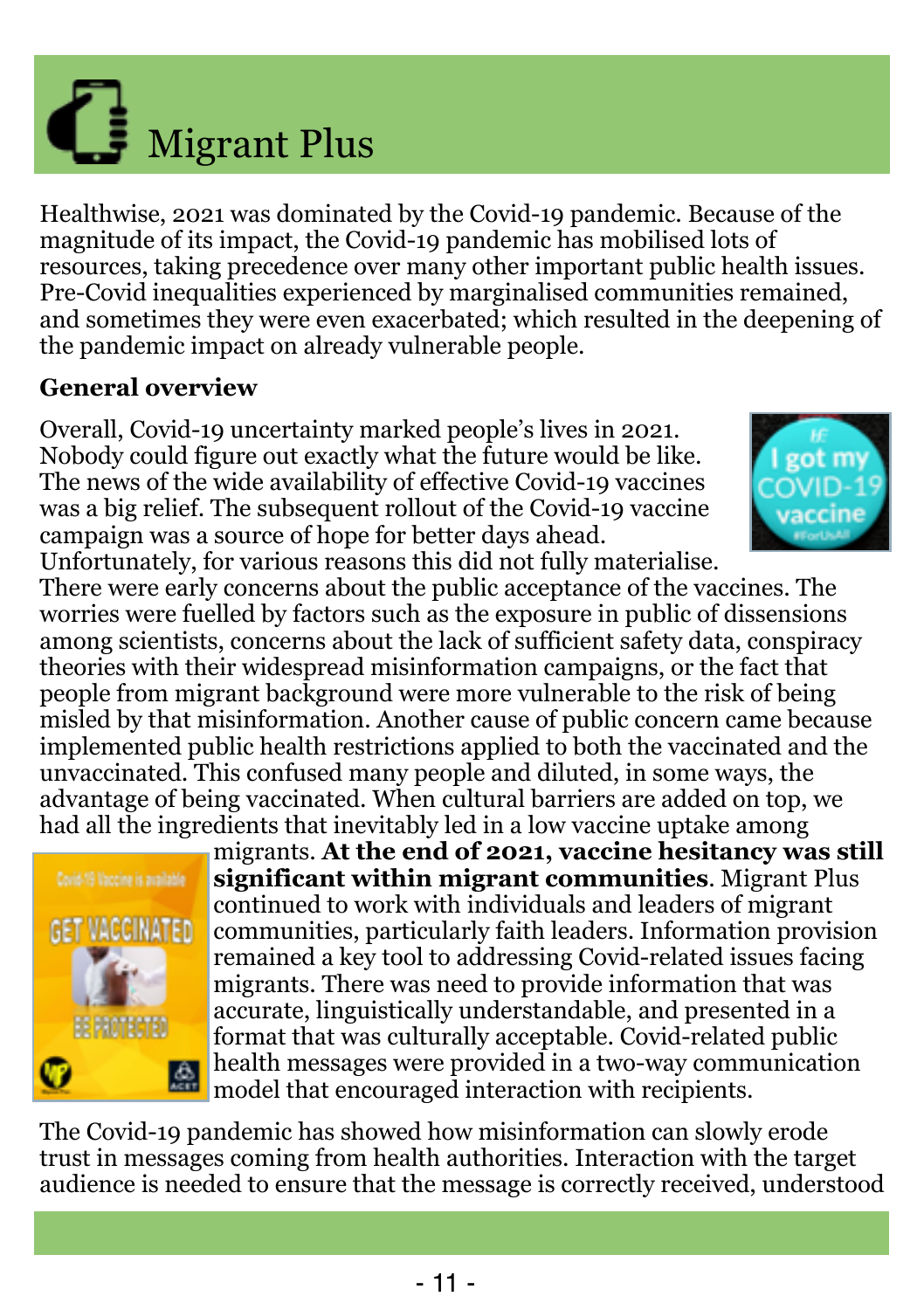# Migrant Plus

Healthwise, 2021 was dominated by the Covid-19 pandemic. Because of the magnitude of its impact, the Covid-19 pandemic has mobilised lots of resources, taking precedence over many other important public health issues. Pre-Covid inequalities experienced by marginalised communities remained, and sometimes they were even exacerbated; which resulted in the deepening of the pandemic impact on already vulnerable people.

**General overview**

Overall, Covid-19 uncertainty marked people's lives in 2021. Nobody could figure out exactly what the future would be like. The news of the wide availability of effective Covid-19 vaccines was a big relief. The subsequent rollout of the Covid-19 vaccine campaign was a source of hope for better days ahead. Unfortunately, for various reasons this did not fully materialise. There were early concerns about the public acceptance of the vaccines. The worries were fuelled by factors such as the exposure in public of dissensions among scientists, concerns about the lack of sufficient safety data, conspiracy theories with their widespread misinformation campaigns, or the fact that people from migrant background were more vulnerable to the risk of being misled by that misinformation. Another cause of public concern came because implemented public health restrictions applied to both the vaccinated and the unvaccinated. This confused many people and diluted, in some ways, the advantage of being vaccinated. When cultural barriers are added on top, we had all the ingredients that inevitably led in a low vaccine uptake among migrants. **At the end of 2021, vaccine hesitancy was still significant within migrant communities**. Migrant Plus continued to work with individuals and leaders of migrant communities, particularly faith leaders. Information provision remained a key tool to addressing Covid-related issues facing migrants. There was need to provide information that was accurate, linguistically understandable, and presented in a format that was culturally acceptable. Covid-related public health messages were provided in a two-way communication model that encouraged interaction with recipients.

The Covid-19 pandemic has showed how misinformation can slowly erode trust in messages coming from health authorities. Interaction with the target audience is needed to ensure that the message is correctly received, understood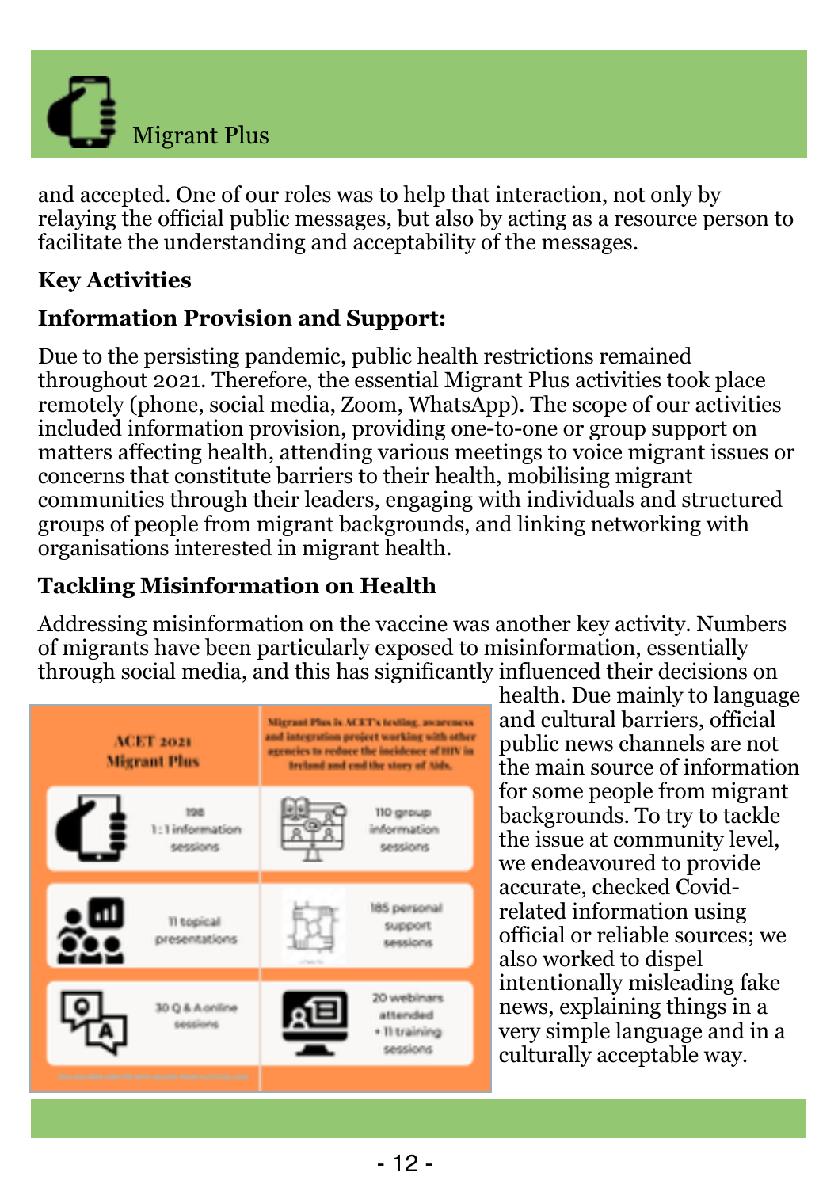## Migrant Plus

and accepted. One of our roles was to help that interaction, not only by relaying the official public messages, but also by acting as a resource person to facilitate the understanding and acceptability of the messages.

**Key Activities**

**Information Provision and Support:**

Due to the persisting pandemic, public health restrictions remained throughout 2021. Therefore, the essential Migrant Plus activities took place remotely (phone, social media, Zoom, WhatsApp). The scope of our activities included information provision, providing one-to-one or group support on matters affecting health, attending various meetings to voice migrant issues or concerns that constitute barriers to their health, mobilising migrant communities through their leaders, engaging with individuals and structured groups of people from migrant backgrounds, and linking networking with organisations interested in migrant health.

**Tackling Misinformation on Health**

Addressing misinformation on the vaccine was another key activity. Numbers of migrants have been particularly exposed to misinformation, essentially through social media, and this has significantly influenced their decisions on health. Due mainly to language and cultural barriers, official public news channels are not the main source of information for some people from migrant backgrounds. To try to tackle the issue at community level, we endeavoured to provide accurate, checked Covid-related information using official or reliable sources; we also worked to dispel intentionally misleading fake news, explaining things in a very simple language and in a culturally acceptable way.

| ACET 2021 Migrant Plus | Migrant Plus is ACET's testing, awareness and integration project working with other agencies to reduce the incidence of HIV in Ireland and end the story of Aids. |
|---|---|
| 198 1:1 information sessions | 110 group information sessions |
| 11 topical presentations | 185 personal support sessions |
| 30 Q & A online sessions | 20 webinars attended + 11 training sessions |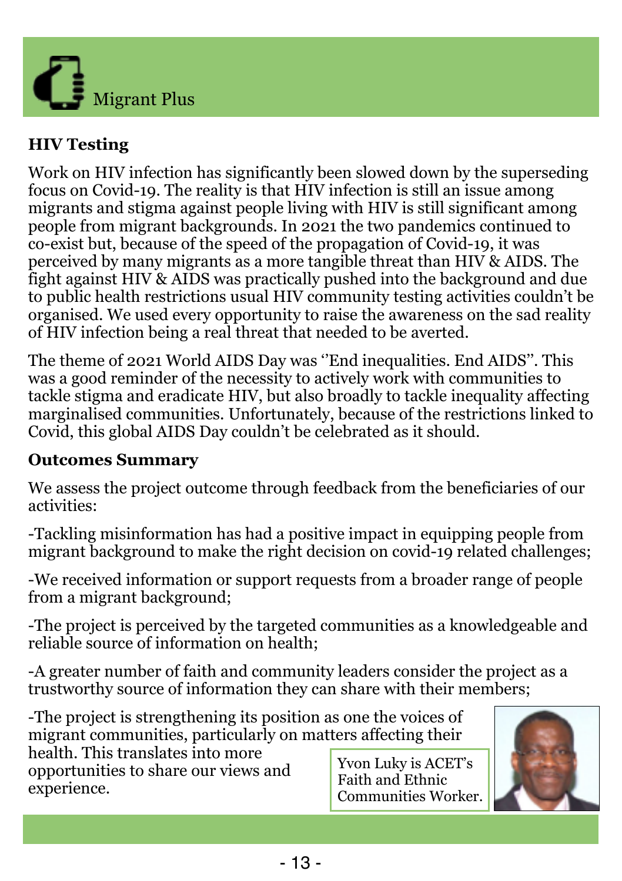# Migrant Plus

## HIV Testing

Work on HIV infection has significantly been slowed down by the superseding focus on Covid-19. The reality is that HIV infection is still an issue among migrants and stigma against people living with HIV is still significant among people from migrant backgrounds. In 2021 the two pandemics continued to co-exist but, because of the speed of the propagation of Covid-19, it was perceived by many migrants as a more tangible threat than HIV & AIDS. The fight against HIV & AIDS was practically pushed into the background and due to public health restrictions usual HIV community testing activities couldn't be organised. We used every opportunity to raise the awareness on the sad reality of HIV infection being a real threat that needed to be averted.

The theme of 2021 World AIDS Day was ''End inequalities. End AIDS''. This was a good reminder of the necessity to actively work with communities to tackle stigma and eradicate HIV, but also broadly to tackle inequality affecting marginalised communities. Unfortunately, because of the restrictions linked to Covid, this global AIDS Day couldn't be celebrated as it should.

## Outcomes Summary

We assess the project outcome through feedback from the beneficiaries of our activities:

-Tackling misinformation has had a positive impact in equipping people from migrant background to make the right decision on covid-19 related challenges;

-We received information or support requests from a broader range of people from a migrant background;

-The project is perceived by the targeted communities as a knowledgeable and reliable source of information on health;

-A greater number of faith and community leaders consider the project as a trustworthy source of information they can share with their members;

-The project is strengthening its position as one the voices of migrant communities, particularly on matters affecting their health. This translates into more opportunities to share our views and experience.

Yvon Luky is ACET's Faith and Ethnic Communities Worker.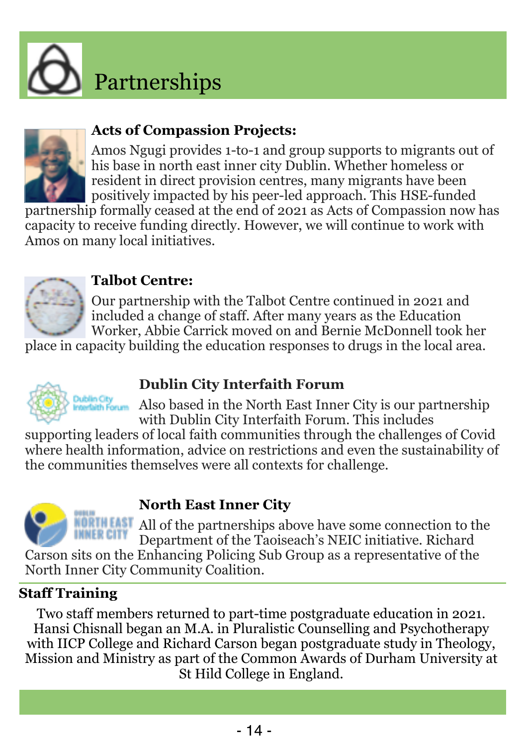# Partnerships

**Acts of Compassion Projects:**

Amos Ngugi provides 1-to-1 and group supports to migrants out of his base in north east inner city Dublin. Whether homeless or resident in direct provision centres, many migrants have been positively impacted by his peer-led approach. This HSE-funded partnership formally ceased at the end of 2021 as Acts of Compassion now has capacity to receive funding directly. However, we will continue to work with Amos on many local initiatives.

**Talbot Centre:**

Our partnership with the Talbot Centre continued in 2021 and included a change of staff. After many years as the Education Worker, Abbie Carrick moved on and Bernie McDonnell took her place in capacity building the education responses to drugs in the local area.

**Dublin City Interfaith Forum**

Also based in the North East Inner City is our partnership with Dublin City Interfaith Forum. This includes supporting leaders of local faith communities through the challenges of Covid where health information, advice on restrictions and even the sustainability of the communities themselves were all contexts for challenge.

**North East Inner City**

All of the partnerships above have some connection to the Department of the Taoiseach's NEIC initiative. Richard Carson sits on the Enhancing Policing Sub Group as a representative of the North Inner City Community Coalition.

**Staff Training**

Two staff members returned to part-time postgraduate education in 2021. Hansi Chisnall began an M.A. in Pluralistic Counselling and Psychotherapy with IICP College and Richard Carson began postgraduate study in Theology, Mission and Ministry as part of the Common Awards of Durham University at St Hild College in England.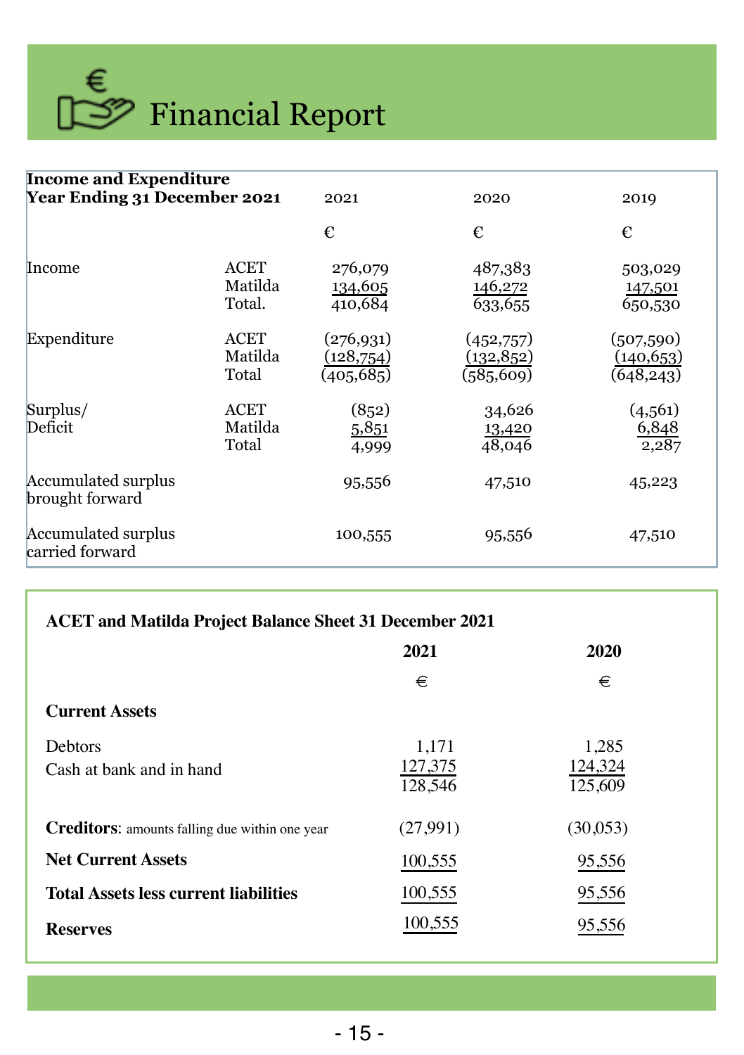# Financial Report

| Income and Expenditure<br>Year Ending 31 December 2021 | | 2021 | 2020 | 2019 |
|---|---|---|---|---|
| | | € | € | € |
| Income | ACET | 276,079 | 487,383 | 503,029 |
| | Matilda | 134,605 | 146,272 | 147,501 |
| | Total. | 410,684 | 633,655 | 650,530 |
| Expenditure | ACET | (276,931) | (452,757) | (507,590) |
| | Matilda | (128,754) | (132,852) | (140,653) |
| | Total | (405,685) | (585,609) | (648,243) |
| Surplus/<br>Deficit | ACET | (852) | 34,626 | (4,561) |
| | Matilda | 5,851 | 13,420 | 6,848 |
| | Total | 4,999 | 48,046 | 2,287 |
| Accumulated surplus brought forward | | 95,556 | 47,510 | 45,223 |
| Accumulated surplus carried forward | | 100,555 | 95,556 | 47,510 |

**ACET and Matilda Project Balance Sheet 31 December 2021**

| | 2021 | 2020 |
|---|---|---|
| | € | € |
| **Current Assets** | | |
| Debtors | 1,171 | 1,285 |
| Cash at bank and in hand | 127,375 | 124,324 |
| | 128,546 | 125,609 |
| **Creditors**: amounts falling due within one year | (27,991) | (30,053) |
| **Net Current Assets** | 100,555 | 95,556 |
| **Total Assets less current liabilities** | 100,555 | 95,556 |
| **Reserves** | 100,555 | 95,556 |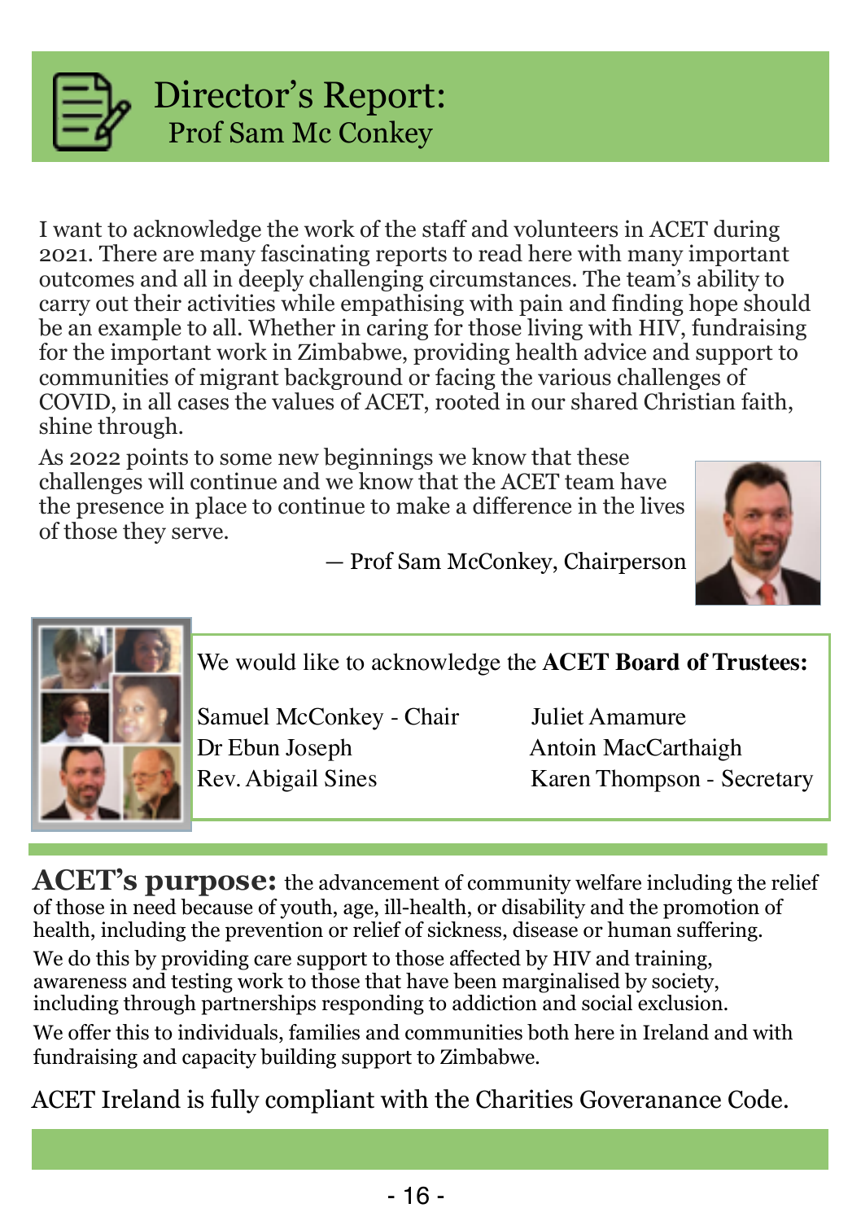# Director's Report:
## Prof Sam Mc Conkey

I want to acknowledge the work of the staff and volunteers in ACET during 2021. There are many fascinating reports to read here with many important outcomes and all in deeply challenging circumstances. The team's ability to carry out their activities while empathising with pain and finding hope should be an example to all. Whether in caring for those living with HIV, fundraising for the important work in Zimbabwe, providing health advice and support to communities of migrant background or facing the various challenges of COVID, in all cases the values of ACET, rooted in our shared Christian faith, shine through.

As 2022 points to some new beginnings we know that these challenges will continue and we know that the ACET team have the presence in place to continue to make a difference in the lives of those they serve.

— Prof Sam McConkey, Chairperson

We would like to acknowledge the **ACET Board of Trustees:**

Samuel McConkey - Chair
Dr Ebun Joseph
Rev. Abigail Sines
Juliet Amamure
Antoin MacCarthaigh
Karen Thompson - Secretary

**ACET's purpose:** the advancement of community welfare including the relief of those in need because of youth, age, ill-health, or disability and the promotion of health, including the prevention or relief of sickness, disease or human suffering.

We do this by providing care support to those affected by HIV and training, awareness and testing work to those that have been marginalised by society, including through partnerships responding to addiction and social exclusion.

We offer this to individuals, families and communities both here in Ireland and with fundraising and capacity building support to Zimbabwe.

ACET Ireland is fully compliant with the Charities Goveranance Code.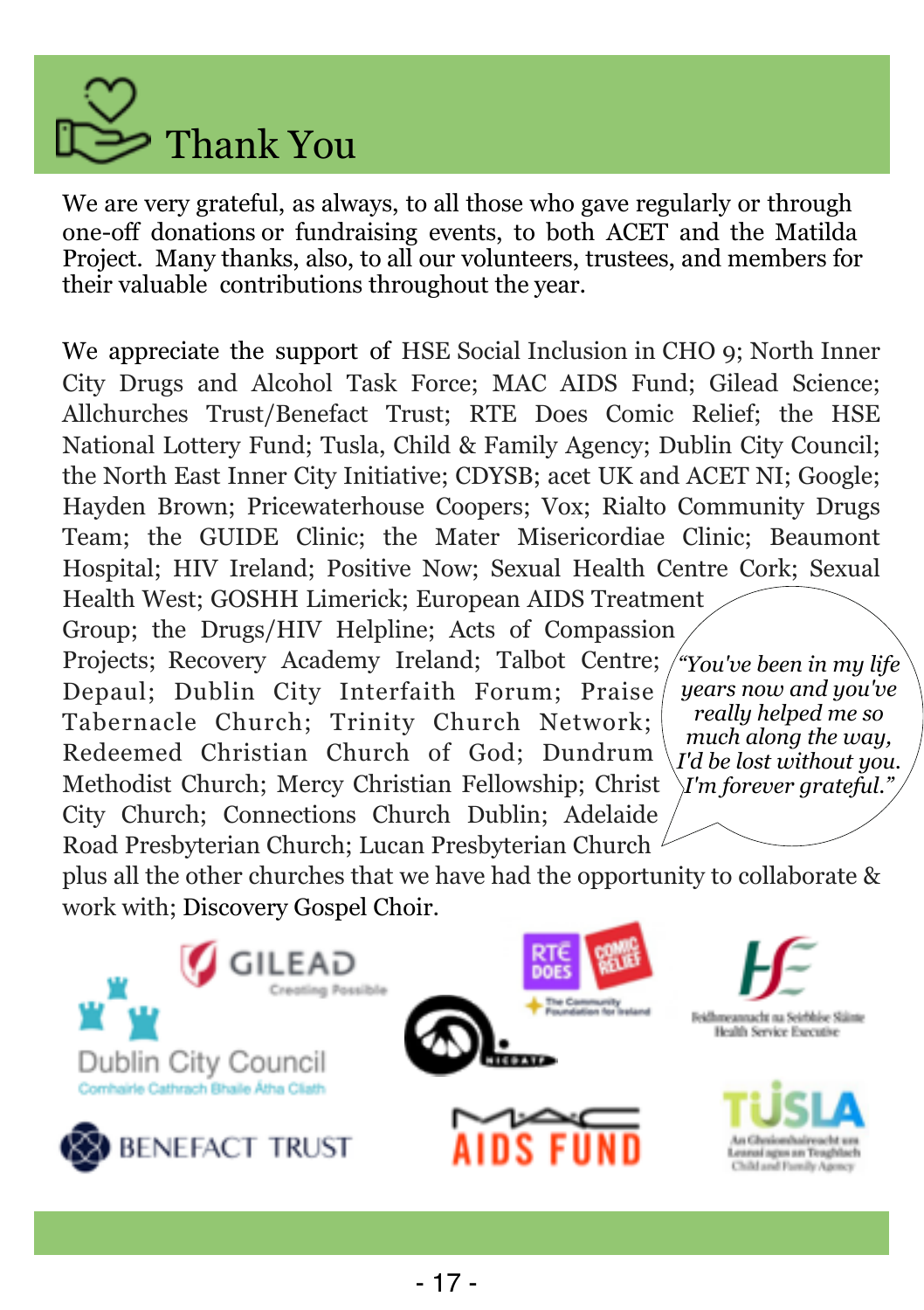# Thank You

We are very grateful, as always, to all those who gave regularly or through one-off donations or fundraising events, to both ACET and the Matilda Project. Many thanks, also, to all our volunteers, trustees, and members for their valuable contributions throughout the year.

We appreciate the support of HSE Social Inclusion in CHO 9; North Inner City Drugs and Alcohol Task Force; MAC AIDS Fund; Gilead Science; Allchurches Trust/Benefact Trust; RTE Does Comic Relief; the HSE National Lottery Fund; Tusla, Child & Family Agency; Dublin City Council; the North East Inner City Initiative; CDYSB; acet UK and ACET NI; Google; Hayden Brown; Pricewaterhouse Coopers; Vox; Rialto Community Drugs Team; the GUIDE Clinic; the Mater Misericordiae Clinic; Beaumont Hospital; HIV Ireland; Positive Now; Sexual Health Centre Cork; Sexual Health West; GOSHH Limerick; European AIDS Treatment Group; the Drugs/HIV Helpline; Acts of Compassion Projects; Recovery Academy Ireland; Talbot Centre; Depaul; Dublin City Interfaith Forum; Praise Tabernacle Church; Trinity Church Network; Redeemed Christian Church of God; Dundrum Methodist Church; Mercy Christian Fellowship; Christ City Church; Connections Church Dublin; Adelaide Road Presbyterian Church; Lucan Presbyterian Church plus all the other churches that we have had the opportunity to collaborate & work with; Discovery Gospel Choir.

*"You've been in my life years now and you've really helped me so much along the way, I'd be lost without you. I'm forever grateful."*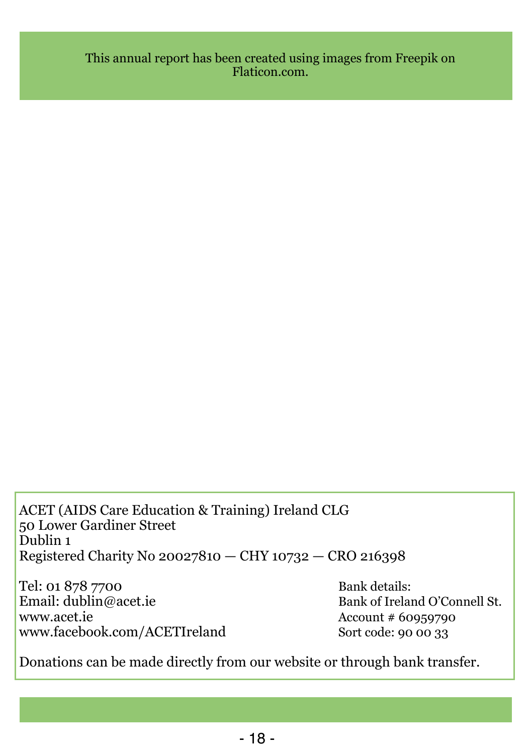This annual report has been created using images from Freepik on Flaticon.com.

ACET (AIDS Care Education & Training) Ireland CLG
50 Lower Gardiner Street
Dublin 1
Registered Charity No 20027810 — CHY 10732 — CRO 216398

Tel: 01 878 7700
Email: dublin@acet.ie
www.acet.ie
www.facebook.com/ACETIreland

Bank details:
Bank of Ireland O'Connell St.
Account # 60959790
Sort code: 90 00 33

Donations can be made directly from our website or through bank transfer.